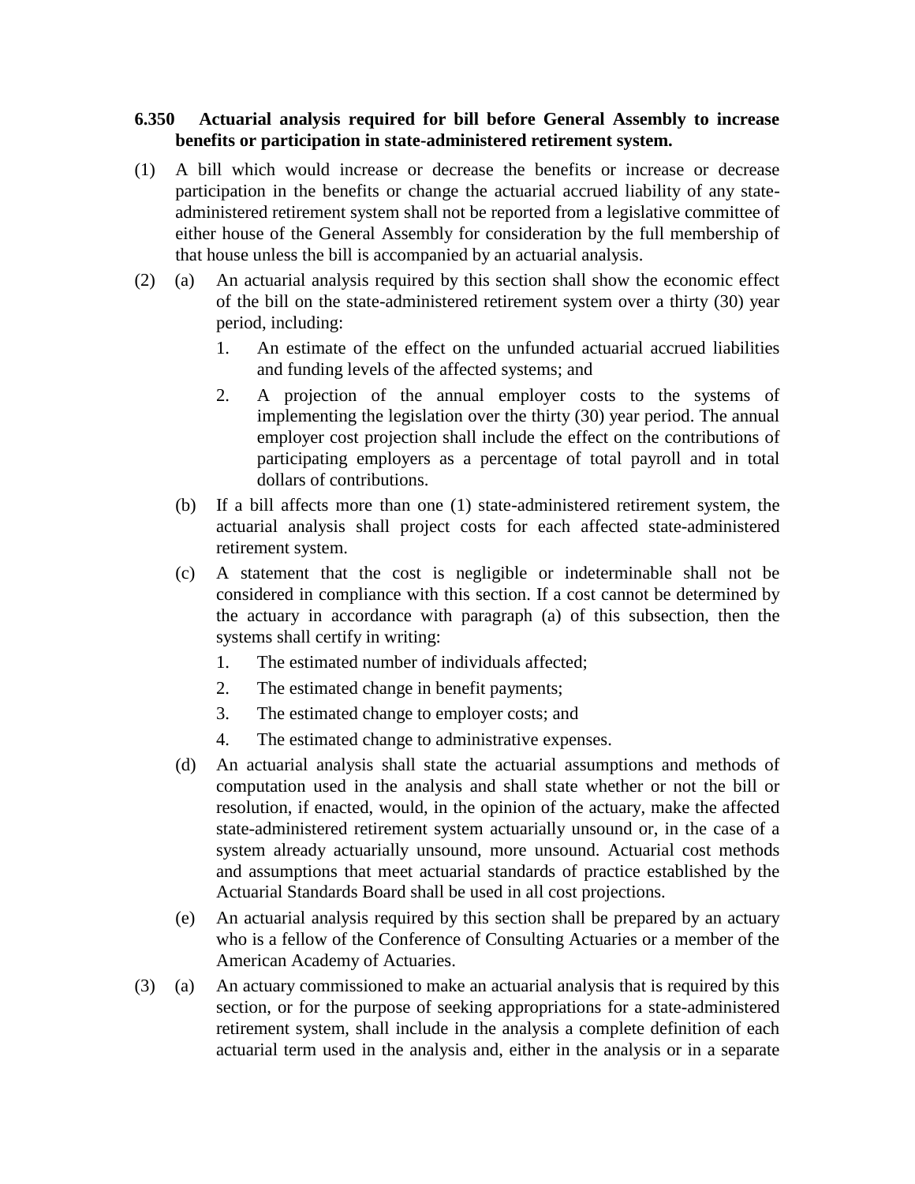**6.350 Actuarial analysis required for bill before General Assembly to increase benefits or participation in state-administered retirement system.**

(1) A bill which would increase or decrease the benefits or increase or decrease participation in the benefits or change the actuarial accrued liability of any state-administered retirement system shall not be reported from a legislative committee of either house of the General Assembly for consideration by the full membership of that house unless the bill is accompanied by an actuarial analysis.

(2) (a) An actuarial analysis required by this section shall show the economic effect of the bill on the state-administered retirement system over a thirty (30) year period, including:

1. An estimate of the effect on the unfunded actuarial accrued liabilities and funding levels of the affected systems; and
2. A projection of the annual employer costs to the systems of implementing the legislation over the thirty (30) year period. The annual employer cost projection shall include the effect on the contributions of participating employers as a percentage of total payroll and in total dollars of contributions.

(b) If a bill affects more than one (1) state-administered retirement system, the actuarial analysis shall project costs for each affected state-administered retirement system.

(c) A statement that the cost is negligible or indeterminable shall not be considered in compliance with this section. If a cost cannot be determined by the actuary in accordance with paragraph (a) of this subsection, then the systems shall certify in writing:

1. The estimated number of individuals affected;
2. The estimated change in benefit payments;
3. The estimated change to employer costs; and
4. The estimated change to administrative expenses.

(d) An actuarial analysis shall state the actuarial assumptions and methods of computation used in the analysis and shall state whether or not the bill or resolution, if enacted, would, in the opinion of the actuary, make the affected state-administered retirement system actuarially unsound or, in the case of a system already actuarially unsound, more unsound. Actuarial cost methods and assumptions that meet actuarial standards of practice established by the Actuarial Standards Board shall be used in all cost projections.

(e) An actuarial analysis required by this section shall be prepared by an actuary who is a fellow of the Conference of Consulting Actuaries or a member of the American Academy of Actuaries.

(3) (a) An actuary commissioned to make an actuarial analysis that is required by this section, or for the purpose of seeking appropriations for a state-administered retirement system, shall include in the analysis a complete definition of each actuarial term used in the analysis and, either in the analysis or in a separate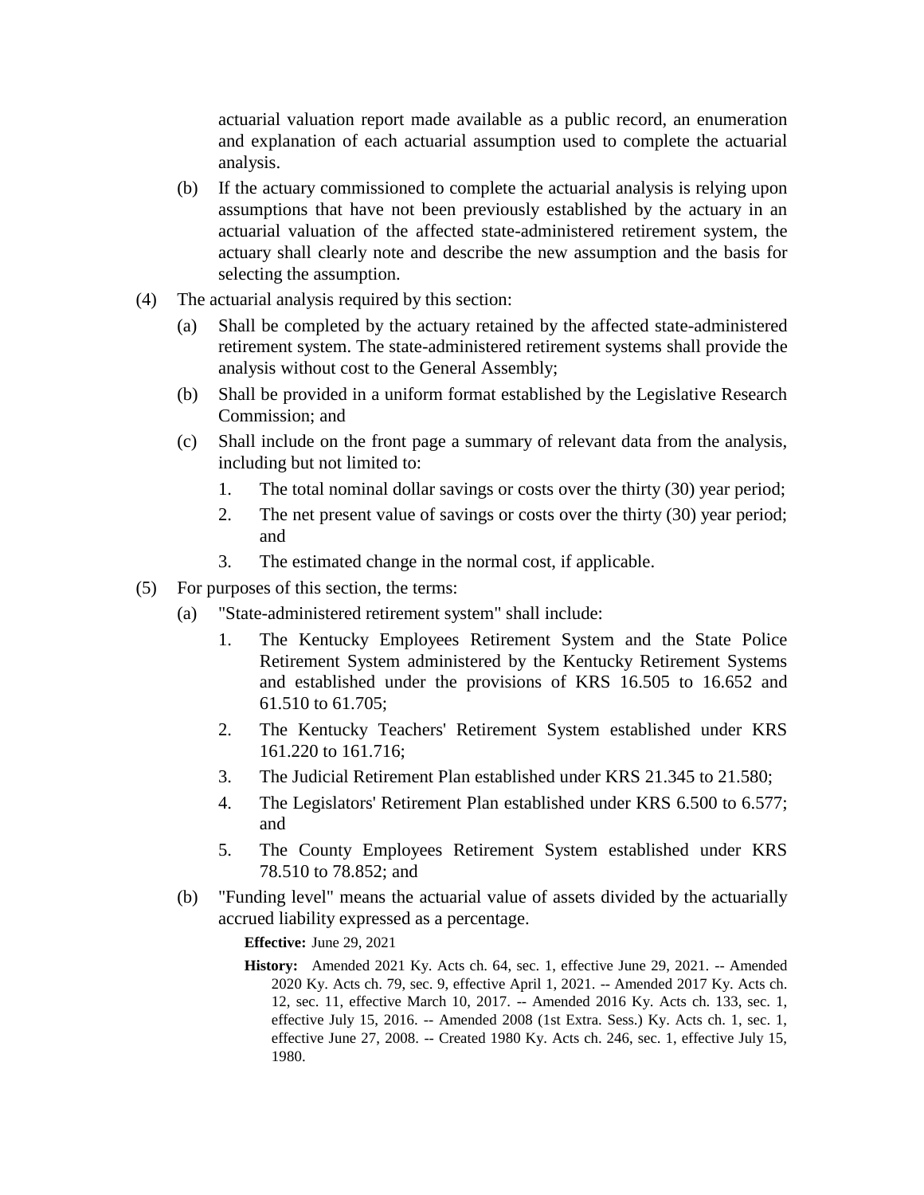actuarial valuation report made available as a public record, an enumeration and explanation of each actuarial assumption used to complete the actuarial analysis.

(b) If the actuary commissioned to complete the actuarial analysis is relying upon assumptions that have not been previously established by the actuary in an actuarial valuation of the affected state-administered retirement system, the actuary shall clearly note and describe the new assumption and the basis for selecting the assumption.

(4) The actuarial analysis required by this section:

(a) Shall be completed by the actuary retained by the affected state-administered retirement system. The state-administered retirement systems shall provide the analysis without cost to the General Assembly;

(b) Shall be provided in a uniform format established by the Legislative Research Commission; and

(c) Shall include on the front page a summary of relevant data from the analysis, including but not limited to:

1. The total nominal dollar savings or costs over the thirty (30) year period;
2. The net present value of savings or costs over the thirty (30) year period; and
3. The estimated change in the normal cost, if applicable.

(5) For purposes of this section, the terms:

(a) "State-administered retirement system" shall include:

1. The Kentucky Employees Retirement System and the State Police Retirement System administered by the Kentucky Retirement Systems and established under the provisions of KRS 16.505 to 16.652 and 61.510 to 61.705;
2. The Kentucky Teachers' Retirement System established under KRS 161.220 to 161.716;
3. The Judicial Retirement Plan established under KRS 21.345 to 21.580;
4. The Legislators' Retirement Plan established under KRS 6.500 to 6.577; and
5. The County Employees Retirement System established under KRS 78.510 to 78.852; and

(b) "Funding level" means the actuarial value of assets divided by the actuarially accrued liability expressed as a percentage.

**Effective:** June 29, 2021

**History:** Amended 2021 Ky. Acts ch. 64, sec. 1, effective June 29, 2021. -- Amended 2020 Ky. Acts ch. 79, sec. 9, effective April 1, 2021. -- Amended 2017 Ky. Acts ch. 12, sec. 11, effective March 10, 2017. -- Amended 2016 Ky. Acts ch. 133, sec. 1, effective July 15, 2016. -- Amended 2008 (1st Extra. Sess.) Ky. Acts ch. 1, sec. 1, effective June 27, 2008. -- Created 1980 Ky. Acts ch. 246, sec. 1, effective July 15, 1980.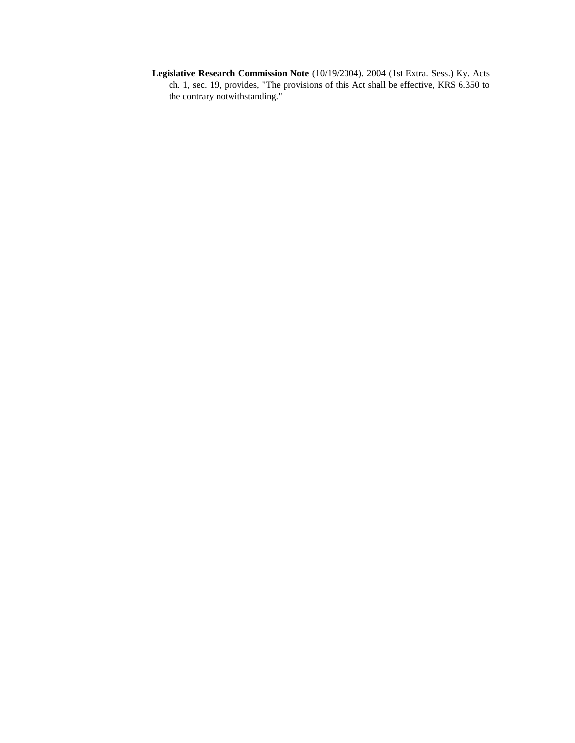**Legislative Research Commission Note** (10/19/2004). 2004 (1st Extra. Sess.) Ky. Acts ch. 1, sec. 19, provides, "The provisions of this Act shall be effective, KRS 6.350 to the contrary notwithstanding."